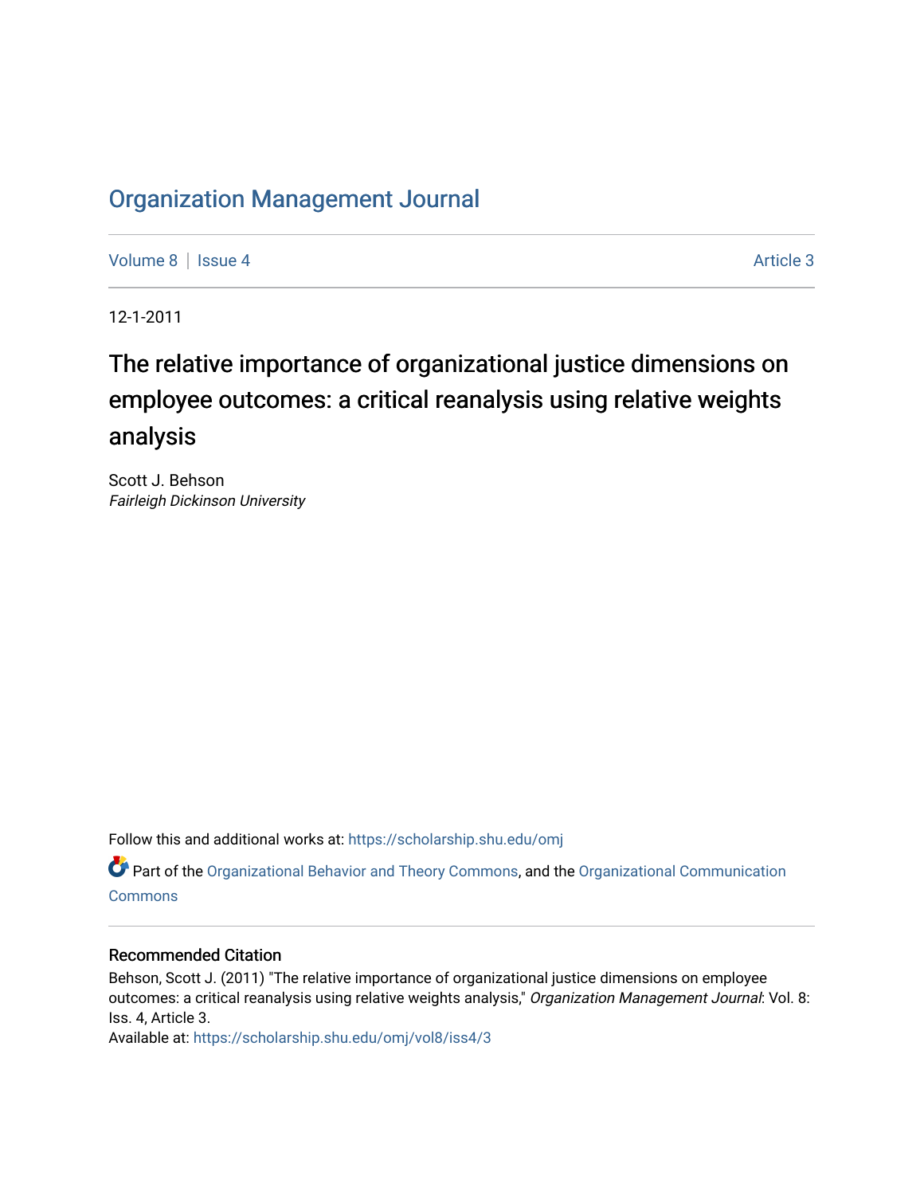# Organization Management Journal

Volume 8 | Issue 4 Article 3

12-1-2011

## The relative importance of organizational justice dimensions on employee outcomes: a critical reanalysis using relative weights analysis

Scott J. Behson
*Fairleigh Dickinson University*

Follow this and additional works at: https://scholarship.shu.edu/omj

Part of the Organizational Behavior and Theory Commons, and the Organizational Communication Commons

### Recommended Citation

Behson, Scott J. (2011) "The relative importance of organizational justice dimensions on employee outcomes: a critical reanalysis using relative weights analysis," *Organization Management Journal*: Vol. 8: Iss. 4, Article 3.
Available at: https://scholarship.shu.edu/omj/vol8/iss4/3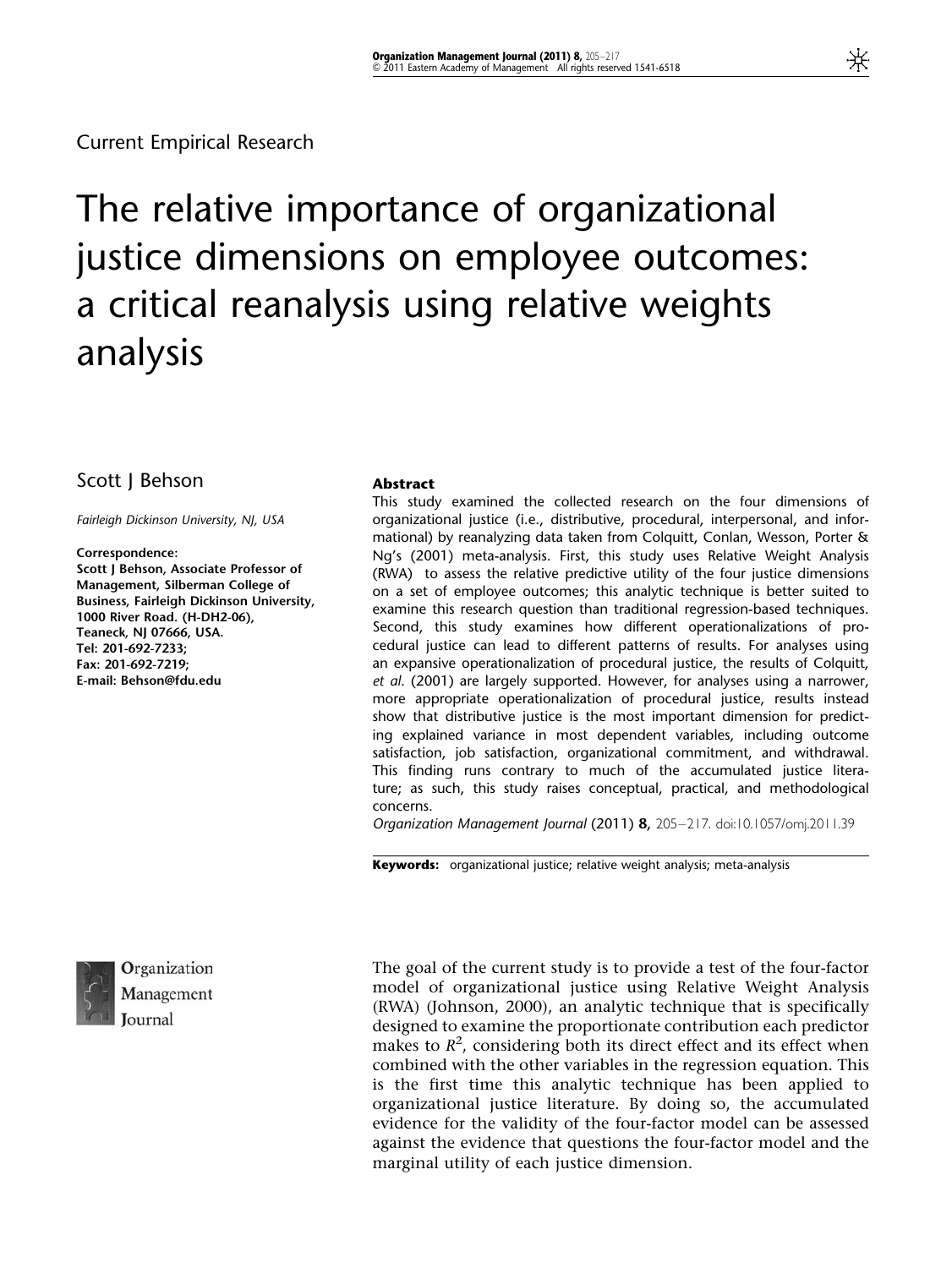Current Empirical Research

# The relative importance of organizational justice dimensions on employee outcomes: a critical reanalysis using relative weights analysis

Scott J Behson

*Fairleigh Dickinson University, NJ, USA*

**Correspondence:**
**Scott J Behson, Associate Professor of Management, Silberman College of Business, Fairleigh Dickinson University, 1000 River Road. (H-DH2-06), Teaneck, NJ 07666, USA.**
**Tel: 201-692-7233;**
**Fax: 201-692-7219;**
**E-mail: Behson@fdu.edu**

**Abstract**

This study examined the collected research on the four dimensions of organizational justice (i.e., distributive, procedural, interpersonal, and informational) by reanalyzing data taken from Colquitt, Conlan, Wesson, Porter & Ng's (2001) meta-analysis. First, this study uses Relative Weight Analysis (RWA) to assess the relative predictive utility of the four justice dimensions on a set of employee outcomes; this analytic technique is better suited to examine this research question than traditional regression-based techniques. Second, this study examines how different operationalizations of procedural justice can lead to different patterns of results. For analyses using an expansive operationalization of procedural justice, the results of Colquitt, *et al.* (2001) are largely supported. However, for analyses using a narrower, more appropriate operationalization of procedural justice, results instead show that distributive justice is the most important dimension for predicting explained variance in most dependent variables, including outcome satisfaction, job satisfaction, organizational commitment, and withdrawal. This finding runs contrary to much of the accumulated justice literature; as such, this study raises conceptual, practical, and methodological concerns.

*Organization Management Journal* (2011) **8,** 205–217. doi:10.1057/omj.2011.39

**Keywords:** organizational justice; relative weight analysis; meta-analysis

The goal of the current study is to provide a test of the four-factor model of organizational justice using Relative Weight Analysis (RWA) (Johnson, 2000), an analytic technique that is specifically designed to examine the proportionate contribution each predictor makes to $R^2$, considering both its direct effect and its effect when combined with the other variables in the regression equation. This is the first time this analytic technique has been applied to organizational justice literature. By doing so, the accumulated evidence for the validity of the four-factor model can be assessed against the evidence that questions the four-factor model and the marginal utility of each justice dimension.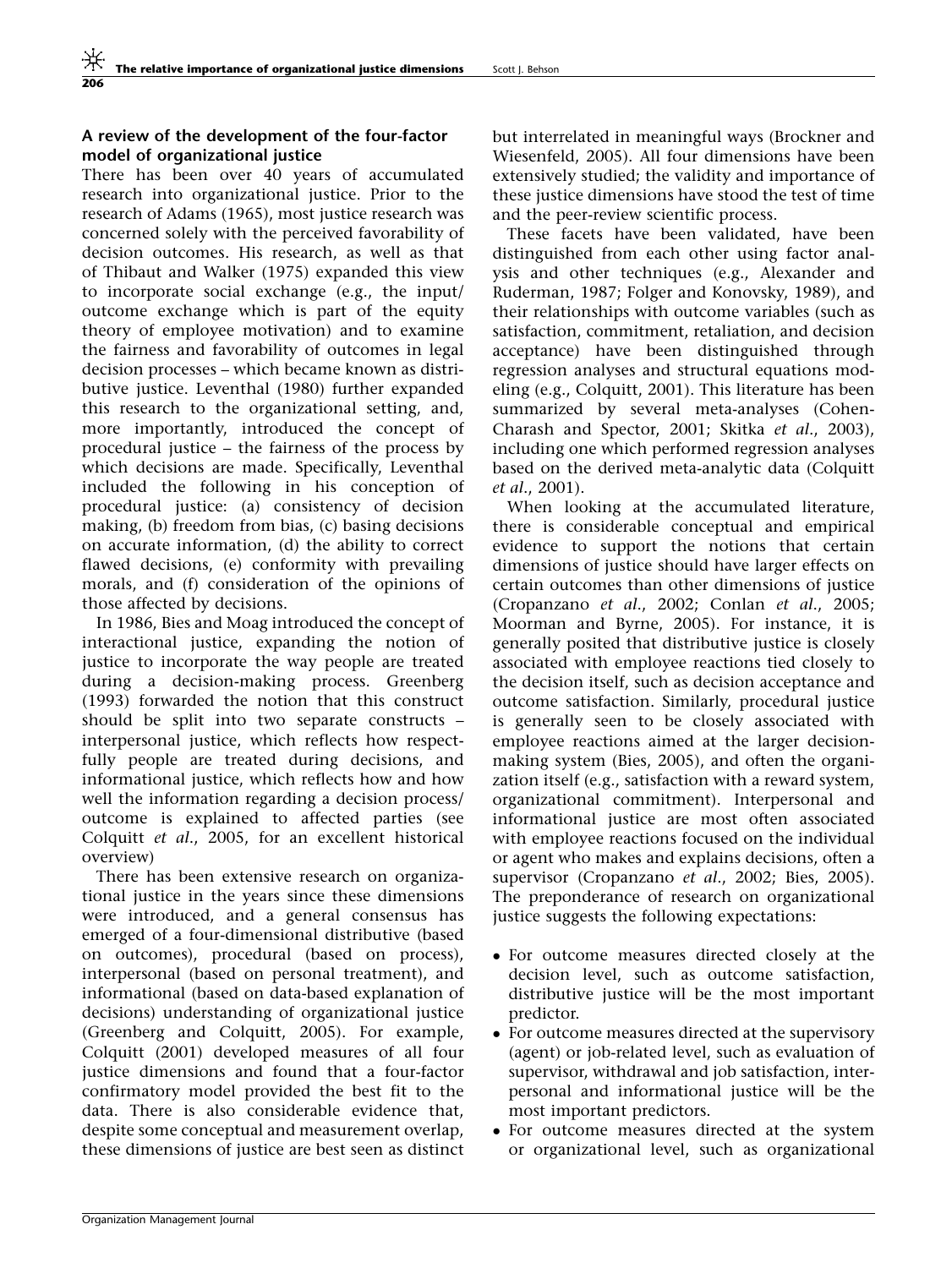### A review of the development of the four-factor model of organizational justice

There has been over 40 years of accumulated research into organizational justice. Prior to the research of Adams (1965), most justice research was concerned solely with the perceived favorability of decision outcomes. His research, as well as that of Thibaut and Walker (1975) expanded this view to incorporate social exchange (e.g., the input/outcome exchange which is part of the equity theory of employee motivation) and to examine the fairness and favorability of outcomes in legal decision processes – which became known as distributive justice. Leventhal (1980) further expanded this research to the organizational setting, and, more importantly, introduced the concept of procedural justice – the fairness of the process by which decisions are made. Specifically, Leventhal included the following in his conception of procedural justice: (a) consistency of decision making, (b) freedom from bias, (c) basing decisions on accurate information, (d) the ability to correct flawed decisions, (e) conformity with prevailing morals, and (f) consideration of the opinions of those affected by decisions.

In 1986, Bies and Moag introduced the concept of interactional justice, expanding the notion of justice to incorporate the way people are treated during a decision-making process. Greenberg (1993) forwarded the notion that this construct should be split into two separate constructs – interpersonal justice, which reflects how respectfully people are treated during decisions, and informational justice, which reflects how and how well the information regarding a decision process/outcome is explained to affected parties (see Colquitt *et al*., 2005, for an excellent historical overview)

There has been extensive research on organizational justice in the years since these dimensions were introduced, and a general consensus has emerged of a four-dimensional distributive (based on outcomes), procedural (based on process), interpersonal (based on personal treatment), and informational (based on data-based explanation of decisions) understanding of organizational justice (Greenberg and Colquitt, 2005). For example, Colquitt (2001) developed measures of all four justice dimensions and found that a four-factor confirmatory model provided the best fit to the data. There is also considerable evidence that, despite some conceptual and measurement overlap, these dimensions of justice are best seen as distinct but interrelated in meaningful ways (Brockner and Wiesenfeld, 2005). All four dimensions have been extensively studied; the validity and importance of these justice dimensions have stood the test of time and the peer-review scientific process.

These facets have been validated, have been distinguished from each other using factor analysis and other techniques (e.g., Alexander and Ruderman, 1987; Folger and Konovsky, 1989), and their relationships with outcome variables (such as satisfaction, commitment, retaliation, and decision acceptance) have been distinguished through regression analyses and structural equations modeling (e.g., Colquitt, 2001). This literature has been summarized by several meta-analyses (Cohen-Charash and Spector, 2001; Skitka *et al*., 2003), including one which performed regression analyses based on the derived meta-analytic data (Colquitt *et al*., 2001).

When looking at the accumulated literature, there is considerable conceptual and empirical evidence to support the notions that certain dimensions of justice should have larger effects on certain outcomes than other dimensions of justice (Cropanzano *et al*., 2002; Conlan *et al*., 2005; Moorman and Byrne, 2005). For instance, it is generally posited that distributive justice is closely associated with employee reactions tied closely to the decision itself, such as decision acceptance and outcome satisfaction. Similarly, procedural justice is generally seen to be closely associated with employee reactions aimed at the larger decision-making system (Bies, 2005), and often the organization itself (e.g., satisfaction with a reward system, organizational commitment). Interpersonal and informational justice are most often associated with employee reactions focused on the individual or agent who makes and explains decisions, often a supervisor (Cropanzano *et al*., 2002; Bies, 2005). The preponderance of research on organizational justice suggests the following expectations:

- For outcome measures directed closely at the decision level, such as outcome satisfaction, distributive justice will be the most important predictor.
- For outcome measures directed at the supervisory (agent) or job-related level, such as evaluation of supervisor, withdrawal and job satisfaction, interpersonal and informational justice will be the most important predictors.
- For outcome measures directed at the system or organizational level, such as organizational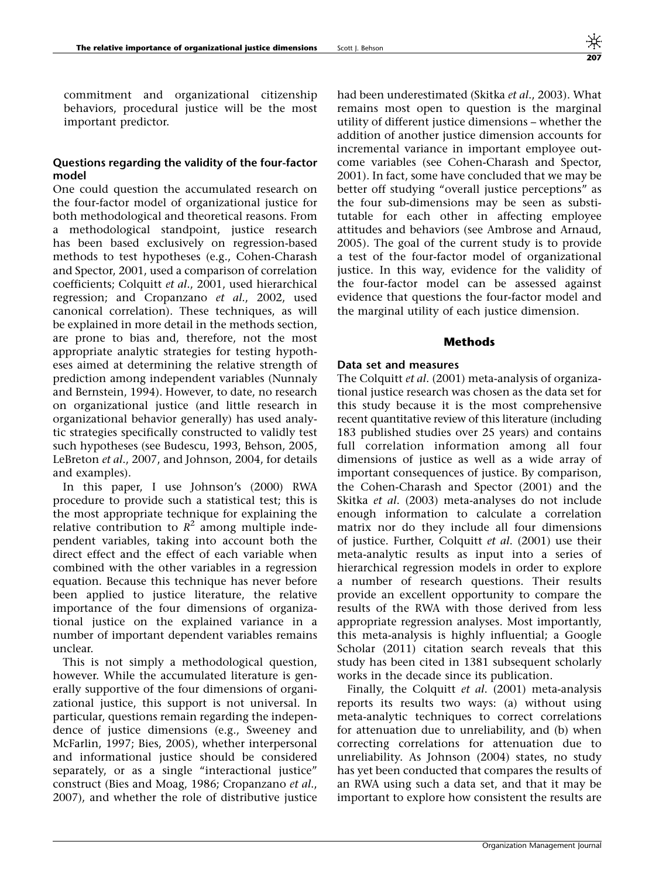commitment and organizational citizenship behaviors, procedural justice will be the most important predictor.

### Questions regarding the validity of the four-factor model

One could question the accumulated research on the four-factor model of organizational justice for both methodological and theoretical reasons. From a methodological standpoint, justice research has been based exclusively on regression-based methods to test hypotheses (e.g., Cohen-Charash and Spector, 2001, used a comparison of correlation coefficients; Colquitt *et al*., 2001, used hierarchical regression; and Cropanzano *et al*., 2002, used canonical correlation). These techniques, as will be explained in more detail in the methods section, are prone to bias and, therefore, not the most appropriate analytic strategies for testing hypotheses aimed at determining the relative strength of prediction among independent variables (Nunnaly and Bernstein, 1994). However, to date, no research on organizational justice (and little research in organizational behavior generally) has used analytic strategies specifically constructed to validly test such hypotheses (see Budescu, 1993, Behson, 2005, LeBreton *et al*., 2007, and Johnson, 2004, for details and examples).

In this paper, I use Johnson's (2000) RWA procedure to provide such a statistical test; this is the most appropriate technique for explaining the relative contribution to $R^2$ among multiple independent variables, taking into account both the direct effect and the effect of each variable when combined with the other variables in a regression equation. Because this technique has never before been applied to justice literature, the relative importance of the four dimensions of organizational justice on the explained variance in a number of important dependent variables remains unclear.

This is not simply a methodological question, however. While the accumulated literature is generally supportive of the four dimensions of organizational justice, this support is not universal. In particular, questions remain regarding the independence of justice dimensions (e.g., Sweeney and McFarlin, 1997; Bies, 2005), whether interpersonal and informational justice should be considered separately, or as a single "interactional justice" construct (Bies and Moag, 1986; Cropanzano *et al*., 2007), and whether the role of distributive justice had been underestimated (Skitka *et al*., 2003). What remains most open to question is the marginal utility of different justice dimensions – whether the addition of another justice dimension accounts for incremental variance in important employee outcome variables (see Cohen-Charash and Spector, 2001). In fact, some have concluded that we may be better off studying "overall justice perceptions" as the four sub-dimensions may be seen as substitutable for each other in affecting employee attitudes and behaviors (see Ambrose and Arnaud, 2005). The goal of the current study is to provide a test of the four-factor model of organizational justice. In this way, evidence for the validity of the four-factor model can be assessed against evidence that questions the four-factor model and the marginal utility of each justice dimension.

## Methods

### Data set and measures

The Colquitt *et al*. (2001) meta-analysis of organizational justice research was chosen as the data set for this study because it is the most comprehensive recent quantitative review of this literature (including 183 published studies over 25 years) and contains full correlation information among all four dimensions of justice as well as a wide array of important consequences of justice. By comparison, the Cohen-Charash and Spector (2001) and the Skitka *et al*. (2003) meta-analyses do not include enough information to calculate a correlation matrix nor do they include all four dimensions of justice. Further, Colquitt *et al*. (2001) use their meta-analytic results as input into a series of hierarchical regression models in order to explore a number of research questions. Their results provide an excellent opportunity to compare the results of the RWA with those derived from less appropriate regression analyses. Most importantly, this meta-analysis is highly influential; a Google Scholar (2011) citation search reveals that this study has been cited in 1381 subsequent scholarly works in the decade since its publication.

Finally, the Colquitt *et al*. (2001) meta-analysis reports its results two ways: (a) without using meta-analytic techniques to correct correlations for attenuation due to unreliability, and (b) when correcting correlations for attenuation due to unreliability. As Johnson (2004) states, no study has yet been conducted that compares the results of an RWA using such a data set, and that it may be important to explore how consistent the results are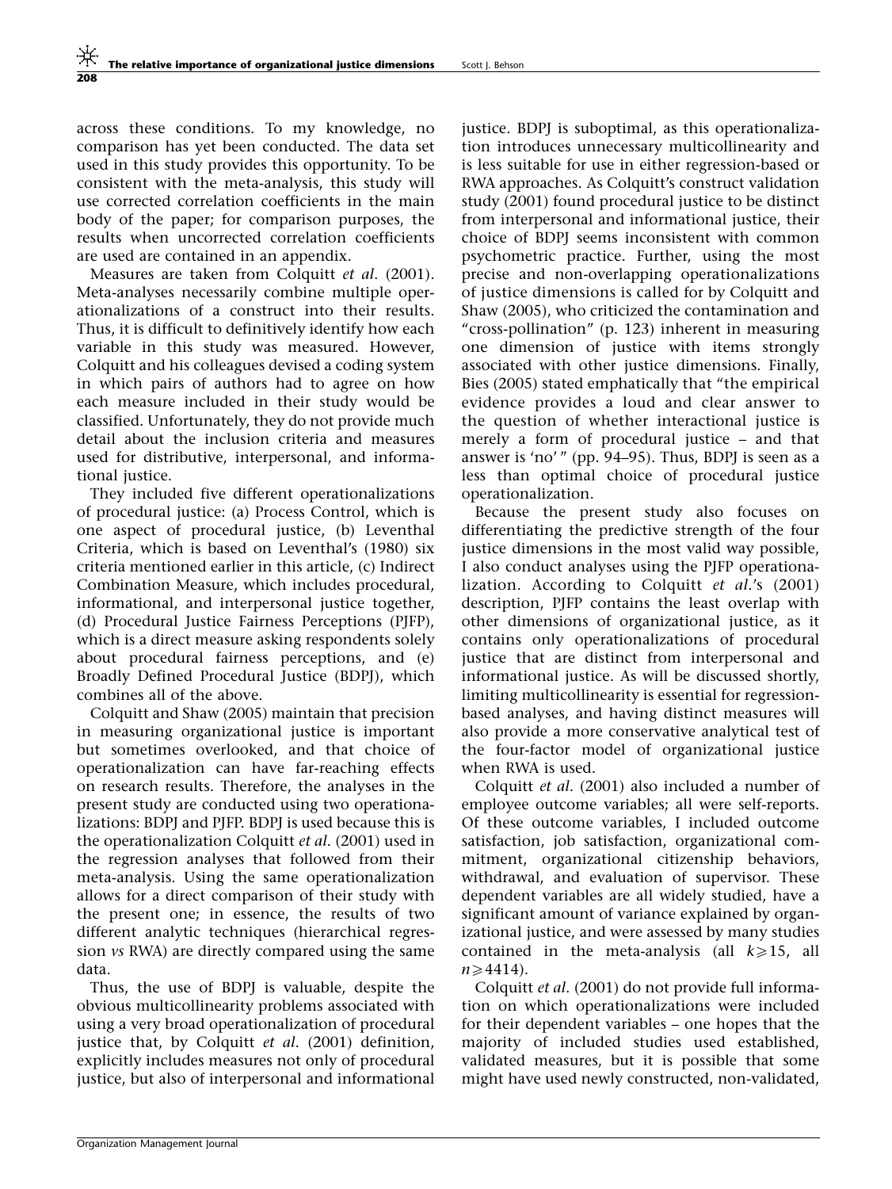across these conditions. To my knowledge, no comparison has yet been conducted. The data set used in this study provides this opportunity. To be consistent with the meta-analysis, this study will use corrected correlation coefficients in the main body of the paper; for comparison purposes, the results when uncorrected correlation coefficients are used are contained in an appendix.

Measures are taken from Colquitt *et al*. (2001). Meta-analyses necessarily combine multiple operationalizations of a construct into their results. Thus, it is difficult to definitively identify how each variable in this study was measured. However, Colquitt and his colleagues devised a coding system in which pairs of authors had to agree on how each measure included in their study would be classified. Unfortunately, they do not provide much detail about the inclusion criteria and measures used for distributive, interpersonal, and informational justice.

They included five different operationalizations of procedural justice: (a) Process Control, which is one aspect of procedural justice, (b) Leventhal Criteria, which is based on Leventhal's (1980) six criteria mentioned earlier in this article, (c) Indirect Combination Measure, which includes procedural, informational, and interpersonal justice together, (d) Procedural Justice Fairness Perceptions (PJFP), which is a direct measure asking respondents solely about procedural fairness perceptions, and (e) Broadly Defined Procedural Justice (BDPJ), which combines all of the above.

Colquitt and Shaw (2005) maintain that precision in measuring organizational justice is important but sometimes overlooked, and that choice of operationalization can have far-reaching effects on research results. Therefore, the analyses in the present study are conducted using two operationalizations: BDPJ and PJFP. BDPJ is used because this is the operationalization Colquitt *et al*. (2001) used in the regression analyses that followed from their meta-analysis. Using the same operationalization allows for a direct comparison of their study with the present one; in essence, the results of two different analytic techniques (hierarchical regression *vs* RWA) are directly compared using the same data.

Thus, the use of BDPJ is valuable, despite the obvious multicollinearity problems associated with using a very broad operationalization of procedural justice that, by Colquitt *et al*. (2001) definition, explicitly includes measures not only of procedural justice, but also of interpersonal and informational justice. BDPJ is suboptimal, as this operationalization introduces unnecessary multicollinearity and is less suitable for use in either regression-based or RWA approaches. As Colquitt's construct validation study (2001) found procedural justice to be distinct from interpersonal and informational justice, their choice of BDPJ seems inconsistent with common psychometric practice. Further, using the most precise and non-overlapping operationalizations of justice dimensions is called for by Colquitt and Shaw (2005), who criticized the contamination and "cross-pollination" (p. 123) inherent in measuring one dimension of justice with items strongly associated with other justice dimensions. Finally, Bies (2005) stated emphatically that "the empirical evidence provides a loud and clear answer to the question of whether interactional justice is merely a form of procedural justice – and that answer is 'no' " (pp. 94–95). Thus, BDPJ is seen as a less than optimal choice of procedural justice operationalization.

Because the present study also focuses on differentiating the predictive strength of the four justice dimensions in the most valid way possible, I also conduct analyses using the PJFP operationalization. According to Colquitt *et al*.'s (2001) description, PJFP contains the least overlap with other dimensions of organizational justice, as it contains only operationalizations of procedural justice that are distinct from interpersonal and informational justice. As will be discussed shortly, limiting multicollinearity is essential for regression-based analyses, and having distinct measures will also provide a more conservative analytical test of the four-factor model of organizational justice when RWA is used.

Colquitt *et al*. (2001) also included a number of employee outcome variables; all were self-reports. Of these outcome variables, I included outcome satisfaction, job satisfaction, organizational commitment, organizational citizenship behaviors, withdrawal, and evaluation of supervisor. These dependent variables are all widely studied, have a significant amount of variance explained by organizational justice, and were assessed by many studies contained in the meta-analysis (all $k \geqslant 15$, all $n \geqslant 4414$).

Colquitt *et al*. (2001) do not provide full information on which operationalizations were included for their dependent variables – one hopes that the majority of included studies used established, validated measures, but it is possible that some might have used newly constructed, non-validated,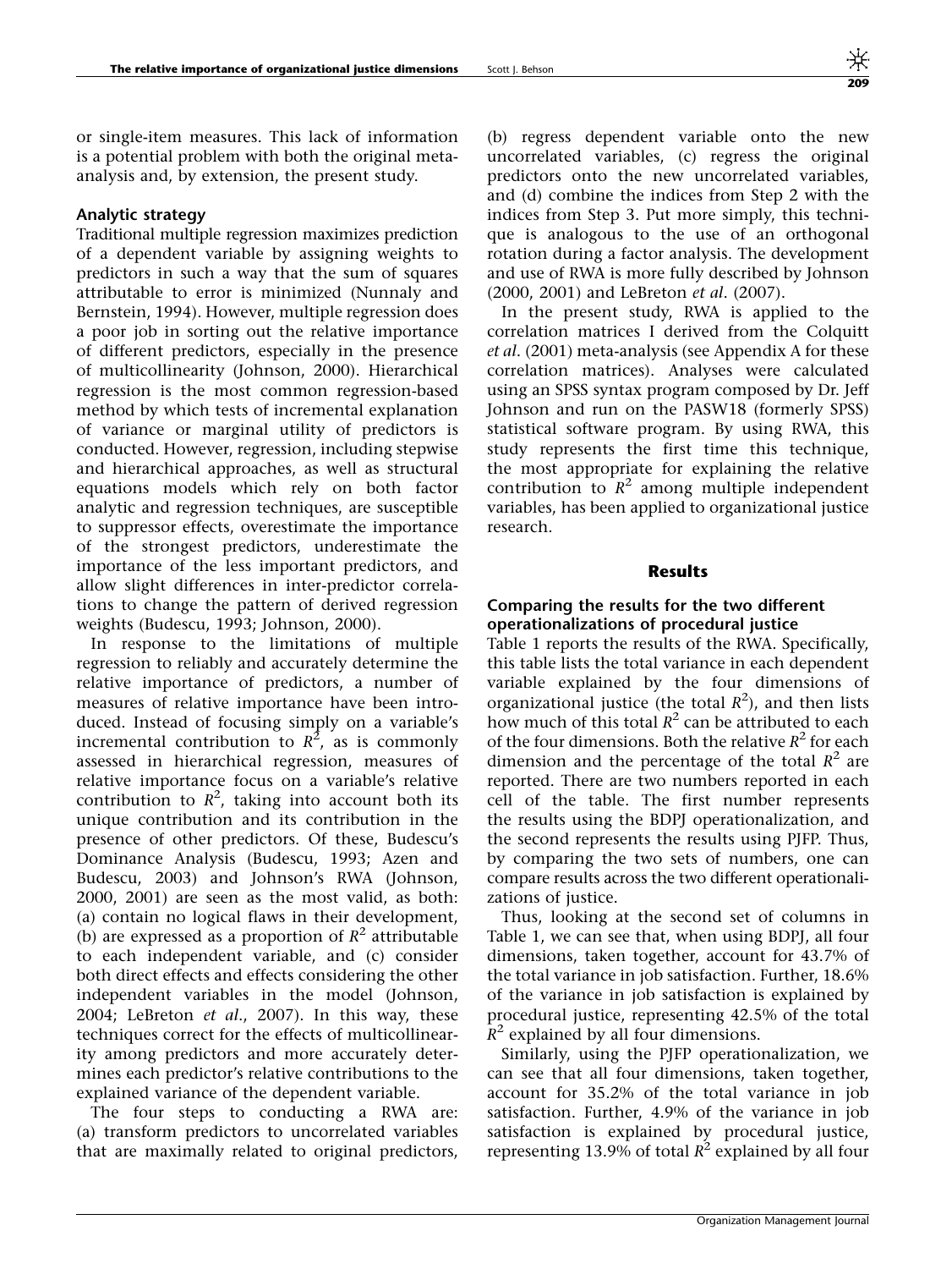or single-item measures. This lack of information is a potential problem with both the original meta-analysis and, by extension, the present study.

### Analytic strategy

Traditional multiple regression maximizes prediction of a dependent variable by assigning weights to predictors in such a way that the sum of squares attributable to error is minimized (Nunnaly and Bernstein, 1994). However, multiple regression does a poor job in sorting out the relative importance of different predictors, especially in the presence of multicollinearity (Johnson, 2000). Hierarchical regression is the most common regression-based method by which tests of incremental explanation of variance or marginal utility of predictors is conducted. However, regression, including stepwise and hierarchical approaches, as well as structural equations models which rely on both factor analytic and regression techniques, are susceptible to suppressor effects, overestimate the importance of the strongest predictors, underestimate the importance of the less important predictors, and allow slight differences in inter-predictor correlations to change the pattern of derived regression weights (Budescu, 1993; Johnson, 2000).

In response to the limitations of multiple regression to reliably and accurately determine the relative importance of predictors, a number of measures of relative importance have been introduced. Instead of focusing simply on a variable's incremental contribution to $R^2$, as is commonly assessed in hierarchical regression, measures of relative importance focus on a variable's relative contribution to $R^2$, taking into account both its unique contribution and its contribution in the presence of other predictors. Of these, Budescu's Dominance Analysis (Budescu, 1993; Azen and Budescu, 2003) and Johnson's RWA (Johnson, 2000, 2001) are seen as the most valid, as both: (a) contain no logical flaws in their development, (b) are expressed as a proportion of $R^2$ attributable to each independent variable, and (c) consider both direct effects and effects considering the other independent variables in the model (Johnson, 2004; LeBreton *et al*., 2007). In this way, these techniques correct for the effects of multicollinearity among predictors and more accurately determines each predictor's relative contributions to the explained variance of the dependent variable.

The four steps to conducting a RWA are: (a) transform predictors to uncorrelated variables that are maximally related to original predictors, (b) regress dependent variable onto the new uncorrelated variables, (c) regress the original predictors onto the new uncorrelated variables, and (d) combine the indices from Step 2 with the indices from Step 3. Put more simply, this technique is analogous to the use of an orthogonal rotation during a factor analysis. The development and use of RWA is more fully described by Johnson (2000, 2001) and LeBreton *et al*. (2007).

In the present study, RWA is applied to the correlation matrices I derived from the Colquitt *et al*. (2001) meta-analysis (see Appendix A for these correlation matrices). Analyses were calculated using an SPSS syntax program composed by Dr. Jeff Johnson and run on the PASW18 (formerly SPSS) statistical software program. By using RWA, this study represents the first time this technique, the most appropriate for explaining the relative contribution to $R^2$ among multiple independent variables, has been applied to organizational justice research.

## Results

### Comparing the results for the two different operationalizations of procedural justice

Table 1 reports the results of the RWA. Specifically, this table lists the total variance in each dependent variable explained by the four dimensions of organizational justice (the total $R^2$), and then lists how much of this total $R^2$ can be attributed to each of the four dimensions. Both the relative $R^2$ for each dimension and the percentage of the total $R^2$ are reported. There are two numbers reported in each cell of the table. The first number represents the results using the BDPJ operationalization, and the second represents the results using PJFP. Thus, by comparing the two sets of numbers, one can compare results across the two different operationalizations of justice.

Thus, looking at the second set of columns in Table 1, we can see that, when using BDPJ, all four dimensions, taken together, account for 43.7% of the total variance in job satisfaction. Further, 18.6% of the variance in job satisfaction is explained by procedural justice, representing 42.5% of the total $R^2$ explained by all four dimensions.

Similarly, using the PJFP operationalization, we can see that all four dimensions, taken together, account for 35.2% of the total variance in job satisfaction. Further, 4.9% of the variance in job satisfaction is explained by procedural justice, representing 13.9% of total $R^2$ explained by all four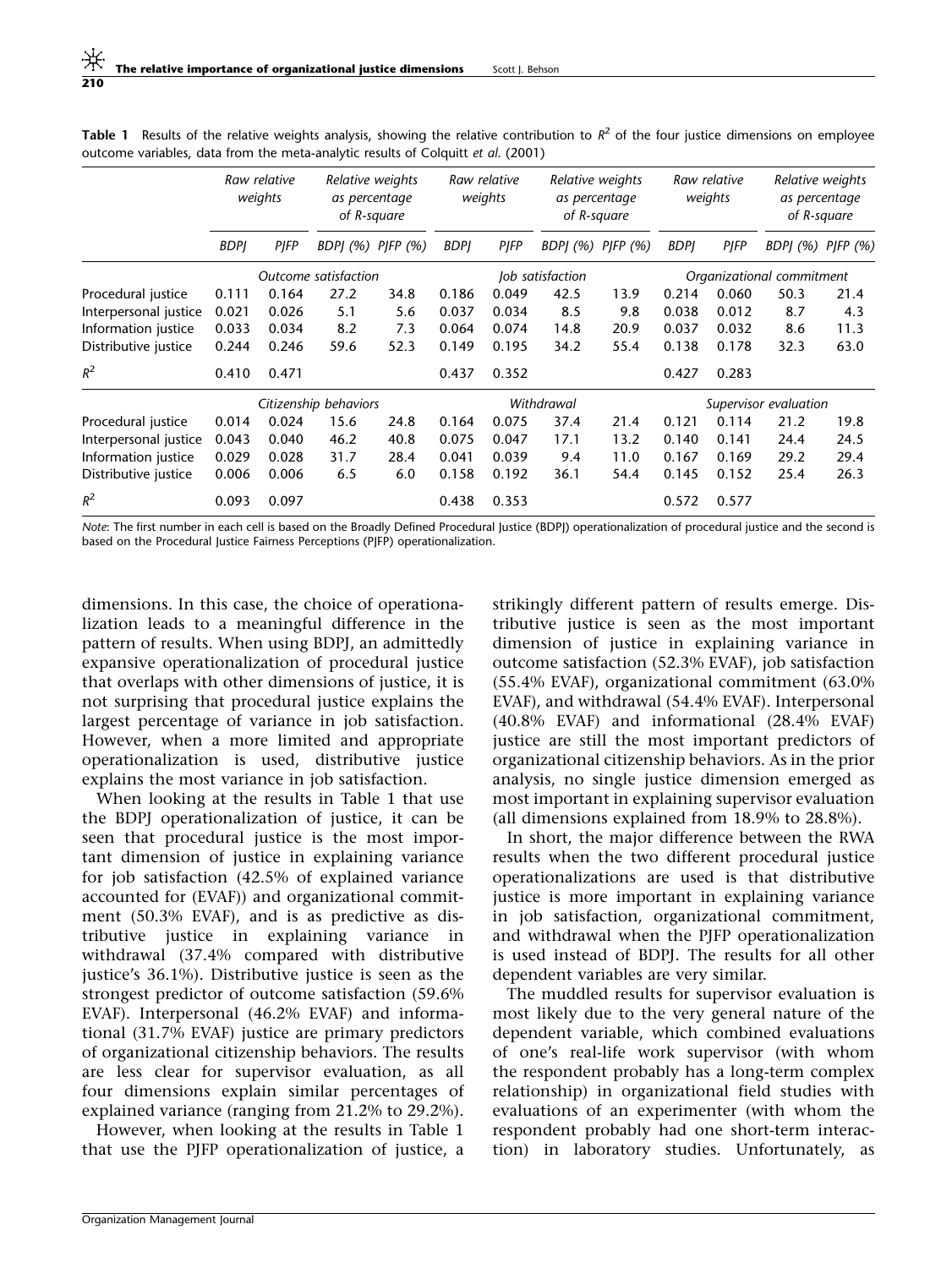**Table 1** Results of the relative weights analysis, showing the relative contribution to $R^2$ of the four justice dimensions on employee outcome variables, data from the meta-analytic results of Colquitt *et al.* (2001)

| | Raw relative weights | | Relative weights as percentage of R-square | | Raw relative weights | | Relative weights as percentage of R-square | | Raw relative weights | | Relative weights as percentage of R-square | |
|---|---|---|---|---|---|---|---|---|---|---|---|---|
| | BDPJ | PJFP | BDPJ (%) | PJFP (%) | BDPJ | PJFP | BDPJ (%) | PJFP (%) | BDPJ | PJFP | BDPJ (%) | PJFP (%) |
| | *Outcome satisfaction* | | | | *Job satisfaction* | | | | *Organizational commitment* | | | |
| Procedural justice | 0.111 | 0.164 | 27.2 | 34.8 | 0.186 | 0.049 | 42.5 | 13.9 | 0.214 | 0.060 | 50.3 | 21.4 |
| Interpersonal justice | 0.021 | 0.026 | 5.1 | 5.6 | 0.037 | 0.034 | 8.5 | 9.8 | 0.038 | 0.012 | 8.7 | 4.3 |
| Information justice | 0.033 | 0.034 | 8.2 | 7.3 | 0.064 | 0.074 | 14.8 | 20.9 | 0.037 | 0.032 | 8.6 | 11.3 |
| Distributive justice | 0.244 | 0.246 | 59.6 | 52.3 | 0.149 | 0.195 | 34.2 | 55.4 | 0.138 | 0.178 | 32.3 | 63.0 |
| $R^2$ | 0.410 | 0.471 | | | 0.437 | 0.352 | | | 0.427 | 0.283 | | |
| | *Citizenship behaviors* | | | | *Withdrawal* | | | | *Supervisor evaluation* | | | |
| Procedural justice | 0.014 | 0.024 | 15.6 | 24.8 | 0.164 | 0.075 | 37.4 | 21.4 | 0.121 | 0.114 | 21.2 | 19.8 |
| Interpersonal justice | 0.043 | 0.040 | 46.2 | 40.8 | 0.075 | 0.047 | 17.1 | 13.2 | 0.140 | 0.141 | 24.4 | 24.5 |
| Information justice | 0.029 | 0.028 | 31.7 | 28.4 | 0.041 | 0.039 | 9.4 | 11.0 | 0.167 | 0.169 | 29.2 | 29.4 |
| Distributive justice | 0.006 | 0.006 | 6.5 | 6.0 | 0.158 | 0.192 | 36.1 | 54.4 | 0.145 | 0.152 | 25.4 | 26.3 |
| $R^2$ | 0.093 | 0.097 | | | 0.438 | 0.353 | | | 0.572 | 0.577 | | |

*Note*: The first number in each cell is based on the Broadly Defined Procedural Justice (BDPJ) operationalization of procedural justice and the second is based on the Procedural Justice Fairness Perceptions (PJFP) operationalization.

dimensions. In this case, the choice of operationalization leads to a meaningful difference in the pattern of results. When using BDPJ, an admittedly expansive operationalization of procedural justice that overlaps with other dimensions of justice, it is not surprising that procedural justice explains the largest percentage of variance in job satisfaction. However, when a more limited and appropriate operationalization is used, distributive justice explains the most variance in job satisfaction.

When looking at the results in Table 1 that use the BDPJ operationalization of justice, it can be seen that procedural justice is the most important dimension of justice in explaining variance for job satisfaction (42.5% of explained variance accounted for (EVAF)) and organizational commitment (50.3% EVAF), and is as predictive as distributive justice in explaining variance in withdrawal (37.4% compared with distributive justice's 36.1%). Distributive justice is seen as the strongest predictor of outcome satisfaction (59.6% EVAF). Interpersonal (46.2% EVAF) and informational (31.7% EVAF) justice are primary predictors of organizational citizenship behaviors. The results are less clear for supervisor evaluation, as all four dimensions explain similar percentages of explained variance (ranging from 21.2% to 29.2%).

However, when looking at the results in Table 1 that use the PJFP operationalization of justice, a strikingly different pattern of results emerge. Distributive justice is seen as the most important dimension of justice in explaining variance in outcome satisfaction (52.3% EVAF), job satisfaction (55.4% EVAF), organizational commitment (63.0% EVAF), and withdrawal (54.4% EVAF). Interpersonal (40.8% EVAF) and informational (28.4% EVAF) justice are still the most important predictors of organizational citizenship behaviors. As in the prior analysis, no single justice dimension emerged as most important in explaining supervisor evaluation (all dimensions explained from 18.9% to 28.8%).

In short, the major difference between the RWA results when the two different procedural justice operationalizations are used is that distributive justice is more important in explaining variance in job satisfaction, organizational commitment, and withdrawal when the PJFP operationalization is used instead of BDPJ. The results for all other dependent variables are very similar.

The muddled results for supervisor evaluation is most likely due to the very general nature of the dependent variable, which combined evaluations of one's real-life work supervisor (with whom the respondent probably has a long-term complex relationship) in organizational field studies with evaluations of an experimenter (with whom the respondent probably had one short-term interaction) in laboratory studies. Unfortunately, as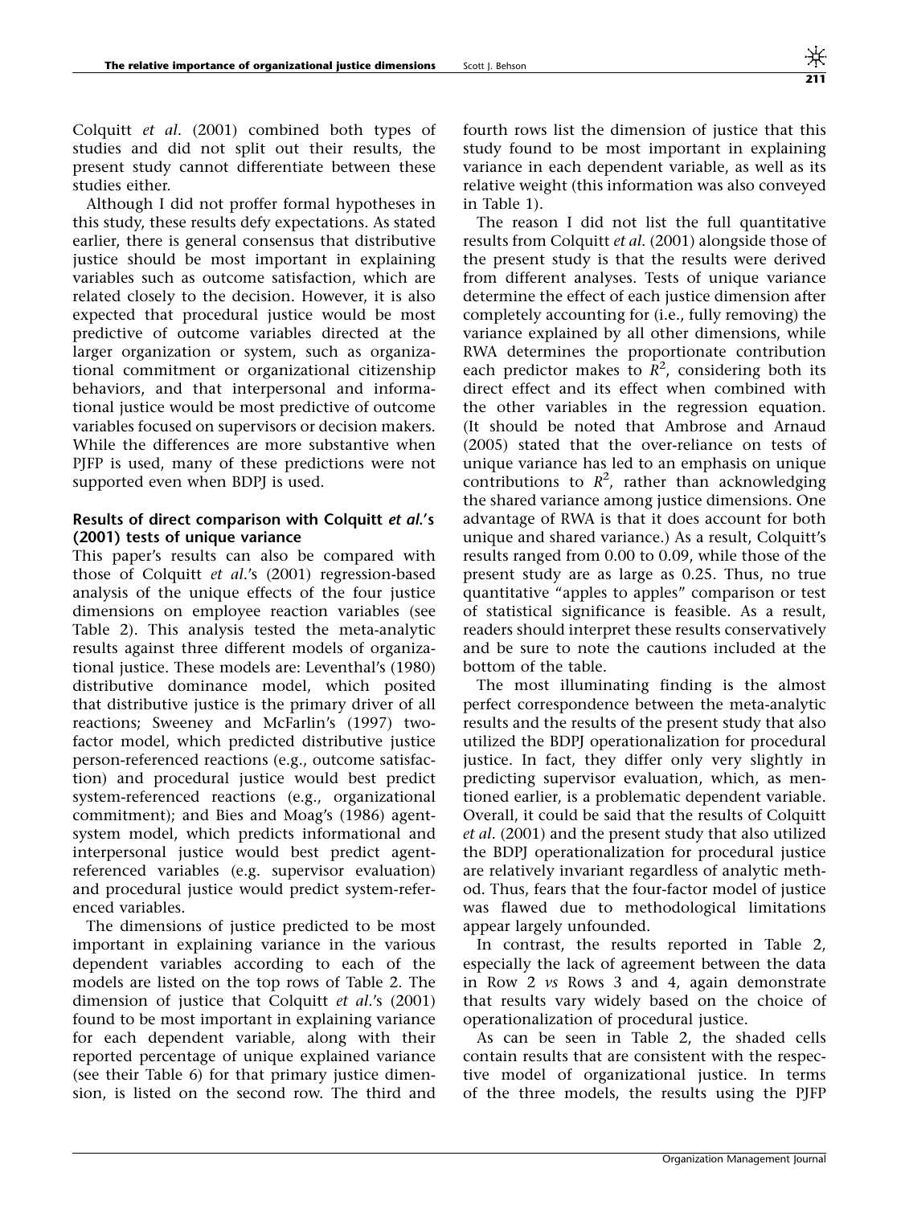Colquitt *et al*. (2001) combined both types of studies and did not split out their results, the present study cannot differentiate between these studies either.

Although I did not proffer formal hypotheses in this study, these results defy expectations. As stated earlier, there is general consensus that distributive justice should be most important in explaining variables such as outcome satisfaction, which are related closely to the decision. However, it is also expected that procedural justice would be most predictive of outcome variables directed at the larger organization or system, such as organizational commitment or organizational citizenship behaviors, and that interpersonal and informational justice would be most predictive of outcome variables focused on supervisors or decision makers. While the differences are more substantive when PJFP is used, many of these predictions were not supported even when BDPJ is used.

### Results of direct comparison with Colquitt *et al.*'s (2001) tests of unique variance

This paper's results can also be compared with those of Colquitt *et al.*'s (2001) regression-based analysis of the unique effects of the four justice dimensions on employee reaction variables (see Table 2). This analysis tested the meta-analytic results against three different models of organizational justice. These models are: Leventhal's (1980) distributive dominance model, which posited that distributive justice is the primary driver of all reactions; Sweeney and McFarlin's (1997) two-factor model, which predicted distributive justice person-referenced reactions (e.g., outcome satisfaction) and procedural justice would best predict system-referenced reactions (e.g., organizational commitment); and Bies and Moag's (1986) agent-system model, which predicts informational and interpersonal justice would best predict agent-referenced variables (e.g. supervisor evaluation) and procedural justice would predict system-referenced variables.

The dimensions of justice predicted to be most important in explaining variance in the various dependent variables according to each of the models are listed on the top rows of Table 2. The dimension of justice that Colquitt *et al.*'s (2001) found to be most important in explaining variance for each dependent variable, along with their reported percentage of unique explained variance (see their Table 6) for that primary justice dimension, is listed on the second row. The third and fourth rows list the dimension of justice that this study found to be most important in explaining variance in each dependent variable, as well as its relative weight (this information was also conveyed in Table 1).

The reason I did not list the full quantitative results from Colquitt *et al.* (2001) alongside those of the present study is that the results were derived from different analyses. Tests of unique variance determine the effect of each justice dimension after completely accounting for (i.e., fully removing) the variance explained by all other dimensions, while RWA determines the proportionate contribution each predictor makes to $R^2$, considering both its direct effect and its effect when combined with the other variables in the regression equation. (It should be noted that Ambrose and Arnaud (2005) stated that the over-reliance on tests of unique variance has led to an emphasis on unique contributions to $R^2$, rather than acknowledging the shared variance among justice dimensions. One advantage of RWA is that it does account for both unique and shared variance.) As a result, Colquitt's results ranged from 0.00 to 0.09, while those of the present study are as large as 0.25. Thus, no true quantitative "apples to apples" comparison or test of statistical significance is feasible. As a result, readers should interpret these results conservatively and be sure to note the cautions included at the bottom of the table.

The most illuminating finding is the almost perfect correspondence between the meta-analytic results and the results of the present study that also utilized the BDPJ operationalization for procedural justice. In fact, they differ only very slightly in predicting supervisor evaluation, which, as mentioned earlier, is a problematic dependent variable. Overall, it could be said that the results of Colquitt *et al*. (2001) and the present study that also utilized the BDPJ operationalization for procedural justice are relatively invariant regardless of analytic method. Thus, fears that the four-factor model of justice was flawed due to methodological limitations appear largely unfounded.

In contrast, the results reported in Table 2, especially the lack of agreement between the data in Row 2 *vs* Rows 3 and 4, again demonstrate that results vary widely based on the choice of operationalization of procedural justice.

As can be seen in Table 2, the shaded cells contain results that are consistent with the respective model of organizational justice. In terms of the three models, the results using the PJFP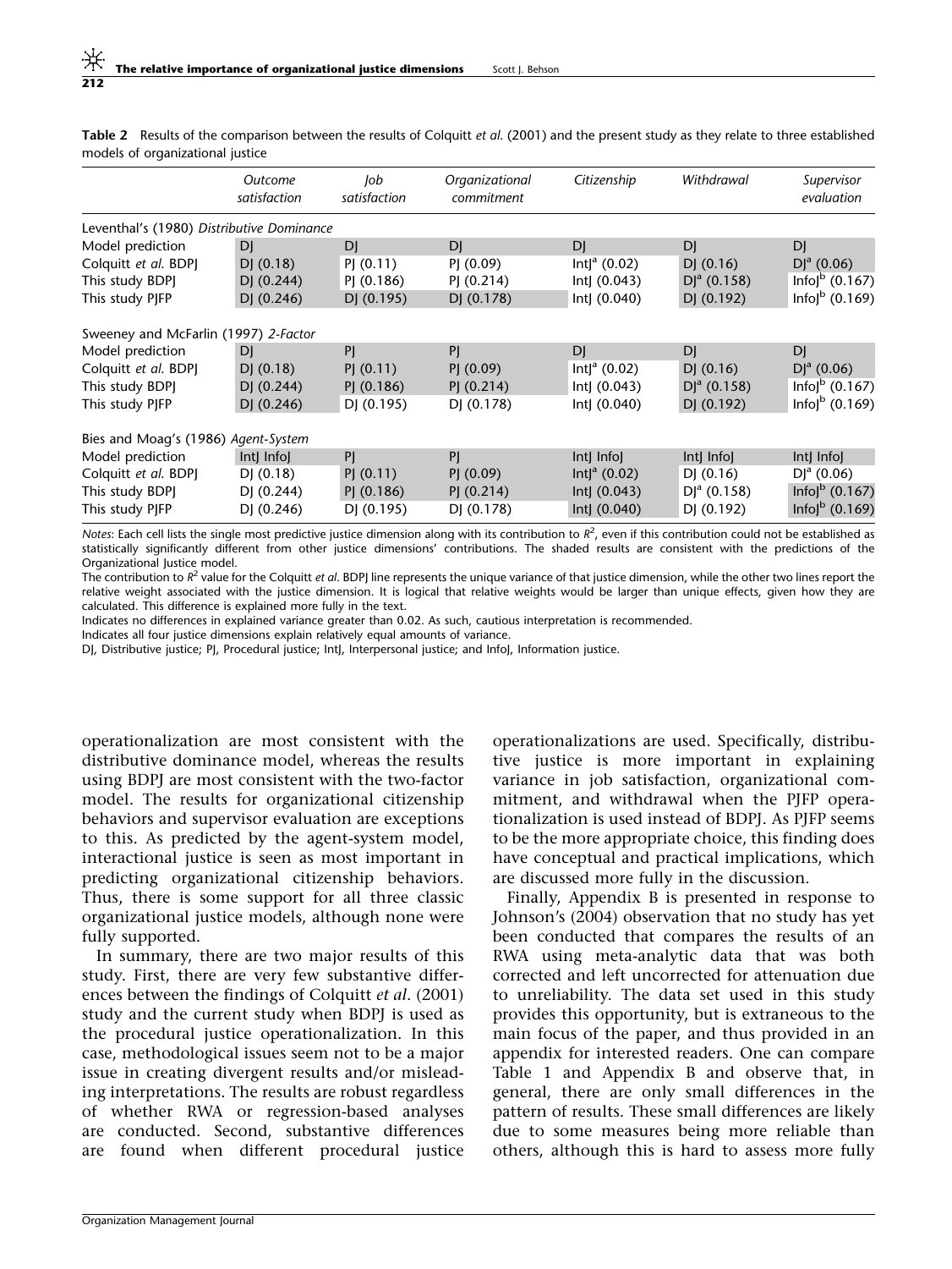**Table 2** Results of the comparison between the results of Colquitt *et al.* (2001) and the present study as they relate to three established models of organizational justice

| | *Outcome satisfaction* | *Job satisfaction* | *Organizational commitment* | *Citizenship* | *Withdrawal* | *Supervisor evaluation* |
|---|---|---|---|---|---|---|
| Leventhal's (1980) *Distributive Dominance* | | | | | | |
| Model prediction | DJ | DJ | DJ | DJ | DJ | DJ |
| Colquitt *et al.* BDPJ | DJ (0.18) | PJ (0.11) | PJ (0.09) | IntJ[a] (0.02) | DJ (0.16) | DJ[a] (0.06) |
| This study BDPJ | DJ (0.244) | PJ (0.186) | PJ (0.214) | IntJ (0.043) | DJ[a] (0.158) | InfoJ[b] (0.167) |
| This study PJFP | DJ (0.246) | DJ (0.195) | DJ (0.178) | IntJ (0.040) | DJ (0.192) | InfoJ[b] (0.169) |
| Sweeney and McFarlin (1997) *2-Factor* | | | | | | |
| Model prediction | DJ | PJ | PJ | DJ | DJ | DJ |
| Colquitt *et al.* BDPJ | DJ (0.18) | PJ (0.11) | PJ (0.09) | IntJ[a] (0.02) | DJ (0.16) | DJ[a] (0.06) |
| This study BDPJ | DJ (0.244) | PJ (0.186) | PJ (0.214) | IntJ (0.043) | DJ[a] (0.158) | InfoJ[b] (0.167) |
| This study PJFP | DJ (0.246) | DJ (0.195) | DJ (0.178) | IntJ (0.040) | DJ (0.192) | InfoJ[b] (0.169) |
| Bies and Moag's (1986) *Agent-System* | | | | | | |
| Model prediction | IntJ InfoJ | PJ | PJ | IntJ InfoJ | IntJ InfoJ | IntJ InfoJ |
| Colquitt *et al.* BDPJ | DJ (0.18) | PJ (0.11) | PJ (0.09) | IntJ[a] (0.02) | DJ (0.16) | DJ[a] (0.06) |
| This study BDPJ | DJ (0.244) | PJ (0.186) | PJ (0.214) | IntJ (0.043) | DJ[a] (0.158) | InfoJ[b] (0.167) |
| This study PJFP | DJ (0.246) | DJ (0.195) | DJ (0.178) | IntJ (0.040) | DJ (0.192) | InfoJ[b] (0.169) |

*Notes*: Each cell lists the single most predictive justice dimension along with its contribution to $R^2$, even if this contribution could not be established as statistically significantly different from other justice dimensions' contributions. The shaded results are consistent with the predictions of the Organizational Justice model.

The contribution to $R^2$ value for the Colquitt *et al.* BDPJ line represents the unique variance of that justice dimension, while the other two lines report the relative weight associated with the justice dimension. It is logical that relative weights would be larger than unique effects, given how they are calculated. This difference is explained more fully in the text.

[a] Indicates no differences in explained variance greater than 0.02. As such, cautious interpretation is recommended.

[b] Indicates all four justice dimensions explain relatively equal amounts of variance.

DJ, Distributive justice; PJ, Procedural justice; IntJ, Interpersonal justice; and InfoJ, Information justice.

operationalization are most consistent with the distributive dominance model, whereas the results using BDPJ are most consistent with the two-factor model. The results for organizational citizenship behaviors and supervisor evaluation are exceptions to this. As predicted by the agent-system model, interactional justice is seen as most important in predicting organizational citizenship behaviors. Thus, there is some support for all three classic organizational justice models, although none were fully supported.

In summary, there are two major results of this study. First, there are very few substantive differences between the findings of Colquitt *et al.* (2001) study and the current study when BDPJ is used as the procedural justice operationalization. In this case, methodological issues seem not to be a major issue in creating divergent results and/or misleading interpretations. The results are robust regardless of whether RWA or regression-based analyses are conducted. Second, substantive differences are found when different procedural justice operationalizations are used. Specifically, distributive justice is more important in explaining variance in job satisfaction, organizational commitment, and withdrawal when the PJFP operationalization is used instead of BDPJ. As PJFP seems to be the more appropriate choice, this finding does have conceptual and practical implications, which are discussed more fully in the discussion.

Finally, Appendix B is presented in response to Johnson's (2004) observation that no study has yet been conducted that compares the results of an RWA using meta-analytic data that was both corrected and left uncorrected for attenuation due to unreliability. The data set used in this study provides this opportunity, but is extraneous to the main focus of the paper, and thus provided in an appendix for interested readers. One can compare Table 1 and Appendix B and observe that, in general, there are only small differences in the pattern of results. These small differences are likely due to some measures being more reliable than others, although this is hard to assess more fully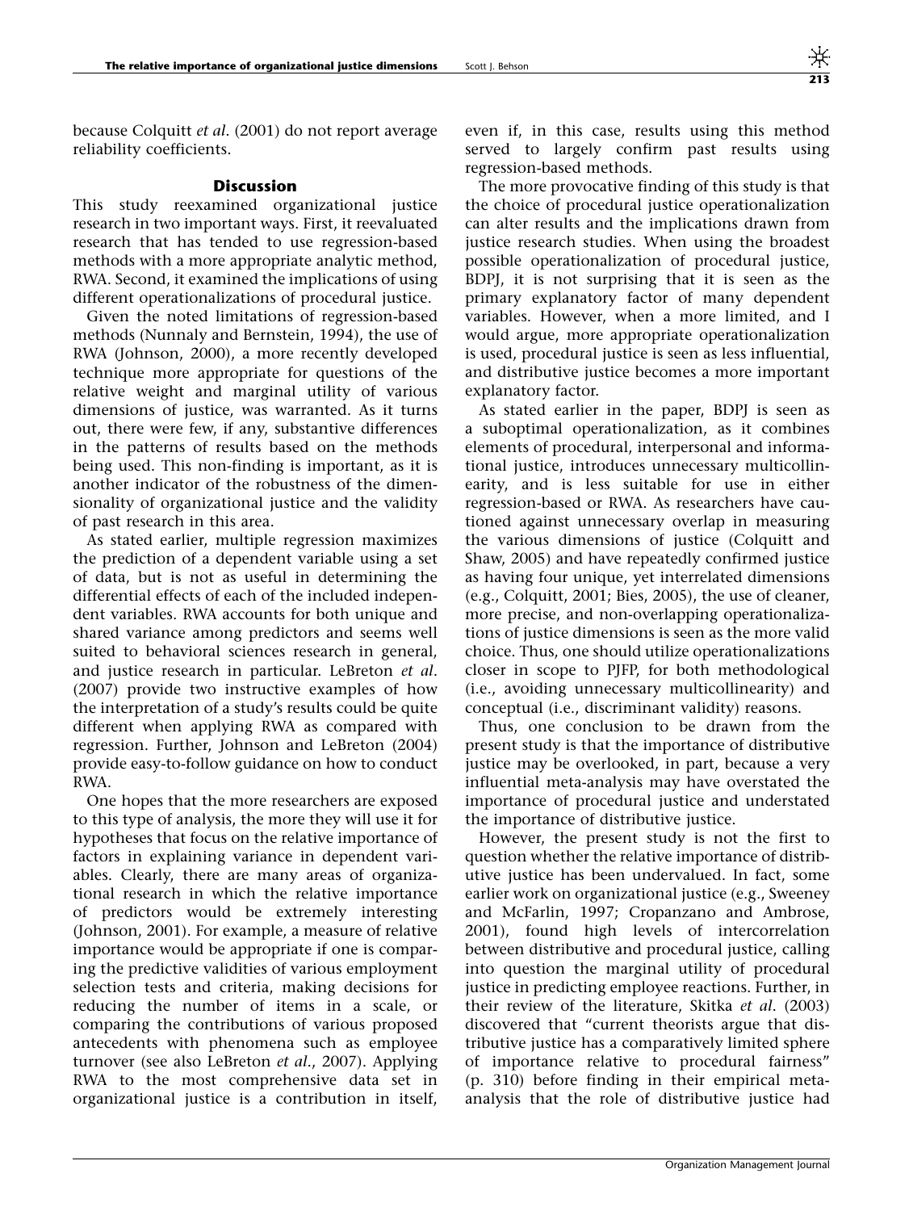because Colquitt *et al*. (2001) do not report average reliability coefficients.

## Discussion

This study reexamined organizational justice research in two important ways. First, it reevaluated research that has tended to use regression-based methods with a more appropriate analytic method, RWA. Second, it examined the implications of using different operationalizations of procedural justice.

Given the noted limitations of regression-based methods (Nunnaly and Bernstein, 1994), the use of RWA (Johnson, 2000), a more recently developed technique more appropriate for questions of the relative weight and marginal utility of various dimensions of justice, was warranted. As it turns out, there were few, if any, substantive differences in the patterns of results based on the methods being used. This non-finding is important, as it is another indicator of the robustness of the dimensionality of organizational justice and the validity of past research in this area.

As stated earlier, multiple regression maximizes the prediction of a dependent variable using a set of data, but is not as useful in determining the differential effects of each of the included independent variables. RWA accounts for both unique and shared variance among predictors and seems well suited to behavioral sciences research in general, and justice research in particular. LeBreton *et al*. (2007) provide two instructive examples of how the interpretation of a study's results could be quite different when applying RWA as compared with regression. Further, Johnson and LeBreton (2004) provide easy-to-follow guidance on how to conduct RWA.

One hopes that the more researchers are exposed to this type of analysis, the more they will use it for hypotheses that focus on the relative importance of factors in explaining variance in dependent variables. Clearly, there are many areas of organizational research in which the relative importance of predictors would be extremely interesting (Johnson, 2001). For example, a measure of relative importance would be appropriate if one is comparing the predictive validities of various employment selection tests and criteria, making decisions for reducing the number of items in a scale, or comparing the contributions of various proposed antecedents with phenomena such as employee turnover (see also LeBreton *et al*., 2007). Applying RWA to the most comprehensive data set in organizational justice is a contribution in itself, even if, in this case, results using this method served to largely confirm past results using regression-based methods.

The more provocative finding of this study is that the choice of procedural justice operationalization can alter results and the implications drawn from justice research studies. When using the broadest possible operationalization of procedural justice, BDPJ, it is not surprising that it is seen as the primary explanatory factor of many dependent variables. However, when a more limited, and I would argue, more appropriate operationalization is used, procedural justice is seen as less influential, and distributive justice becomes a more important explanatory factor.

As stated earlier in the paper, BDPJ is seen as a suboptimal operationalization, as it combines elements of procedural, interpersonal and informational justice, introduces unnecessary multicollinearity, and is less suitable for use in either regression-based or RWA. As researchers have cautioned against unnecessary overlap in measuring the various dimensions of justice (Colquitt and Shaw, 2005) and have repeatedly confirmed justice as having four unique, yet interrelated dimensions (e.g., Colquitt, 2001; Bies, 2005), the use of cleaner, more precise, and non-overlapping operationalizations of justice dimensions is seen as the more valid choice. Thus, one should utilize operationalizations closer in scope to PJFP, for both methodological (i.e., avoiding unnecessary multicollinearity) and conceptual (i.e., discriminant validity) reasons.

Thus, one conclusion to be drawn from the present study is that the importance of distributive justice may be overlooked, in part, because a very influential meta-analysis may have overstated the importance of procedural justice and understated the importance of distributive justice.

However, the present study is not the first to question whether the relative importance of distributive justice has been undervalued. In fact, some earlier work on organizational justice (e.g., Sweeney and McFarlin, 1997; Cropanzano and Ambrose, 2001), found high levels of intercorrelation between distributive and procedural justice, calling into question the marginal utility of procedural justice in predicting employee reactions. Further, in their review of the literature, Skitka *et al*. (2003) discovered that "current theorists argue that distributive justice has a comparatively limited sphere of importance relative to procedural fairness" (p. 310) before finding in their empirical meta-analysis that the role of distributive justice had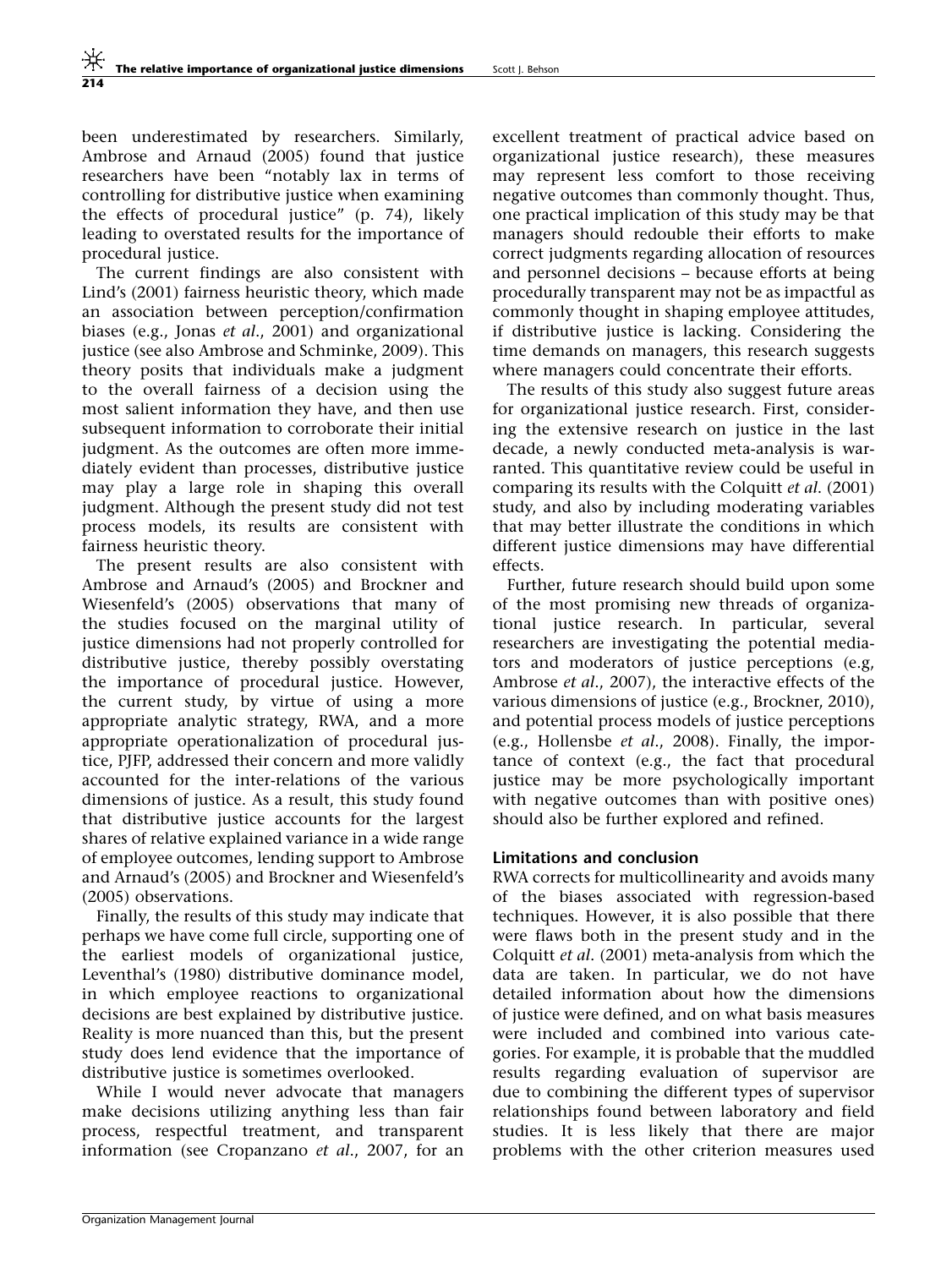been underestimated by researchers. Similarly, Ambrose and Arnaud (2005) found that justice researchers have been "notably lax in terms of controlling for distributive justice when examining the effects of procedural justice" (p. 74), likely leading to overstated results for the importance of procedural justice.

The current findings are also consistent with Lind's (2001) fairness heuristic theory, which made an association between perception/confirmation biases (e.g., Jonas *et al*., 2001) and organizational justice (see also Ambrose and Schminke, 2009). This theory posits that individuals make a judgment to the overall fairness of a decision using the most salient information they have, and then use subsequent information to corroborate their initial judgment. As the outcomes are often more immediately evident than processes, distributive justice may play a large role in shaping this overall judgment. Although the present study did not test process models, its results are consistent with fairness heuristic theory.

The present results are also consistent with Ambrose and Arnaud's (2005) and Brockner and Wiesenfeld's (2005) observations that many of the studies focused on the marginal utility of justice dimensions had not properly controlled for distributive justice, thereby possibly overstating the importance of procedural justice. However, the current study, by virtue of using a more appropriate analytic strategy, RWA, and a more appropriate operationalization of procedural justice, PJFP, addressed their concern and more validly accounted for the inter-relations of the various dimensions of justice. As a result, this study found that distributive justice accounts for the largest shares of relative explained variance in a wide range of employee outcomes, lending support to Ambrose and Arnaud's (2005) and Brockner and Wiesenfeld's (2005) observations.

Finally, the results of this study may indicate that perhaps we have come full circle, supporting one of the earliest models of organizational justice, Leventhal's (1980) distributive dominance model, in which employee reactions to organizational decisions are best explained by distributive justice. Reality is more nuanced than this, but the present study does lend evidence that the importance of distributive justice is sometimes overlooked.

While I would never advocate that managers make decisions utilizing anything less than fair process, respectful treatment, and transparent information (see Cropanzano *et al*., 2007, for an excellent treatment of practical advice based on organizational justice research), these measures may represent less comfort to those receiving negative outcomes than commonly thought. Thus, one practical implication of this study may be that managers should redouble their efforts to make correct judgments regarding allocation of resources and personnel decisions – because efforts at being procedurally transparent may not be as impactful as commonly thought in shaping employee attitudes, if distributive justice is lacking. Considering the time demands on managers, this research suggests where managers could concentrate their efforts.

The results of this study also suggest future areas for organizational justice research. First, considering the extensive research on justice in the last decade, a newly conducted meta-analysis is warranted. This quantitative review could be useful in comparing its results with the Colquitt *et al*. (2001) study, and also by including moderating variables that may better illustrate the conditions in which different justice dimensions may have differential effects.

Further, future research should build upon some of the most promising new threads of organizational justice research. In particular, several researchers are investigating the potential mediators and moderators of justice perceptions (e.g, Ambrose *et al*., 2007), the interactive effects of the various dimensions of justice (e.g., Brockner, 2010), and potential process models of justice perceptions (e.g., Hollensbe *et al*., 2008). Finally, the importance of context (e.g., the fact that procedural justice may be more psychologically important with negative outcomes than with positive ones) should also be further explored and refined.

### Limitations and conclusion

RWA corrects for multicollinearity and avoids many of the biases associated with regression-based techniques. However, it is also possible that there were flaws both in the present study and in the Colquitt *et al*. (2001) meta-analysis from which the data are taken. In particular, we do not have detailed information about how the dimensions of justice were defined, and on what basis measures were included and combined into various categories. For example, it is probable that the muddled results regarding evaluation of supervisor are due to combining the different types of supervisor relationships found between laboratory and field studies. It is less likely that there are major problems with the other criterion measures used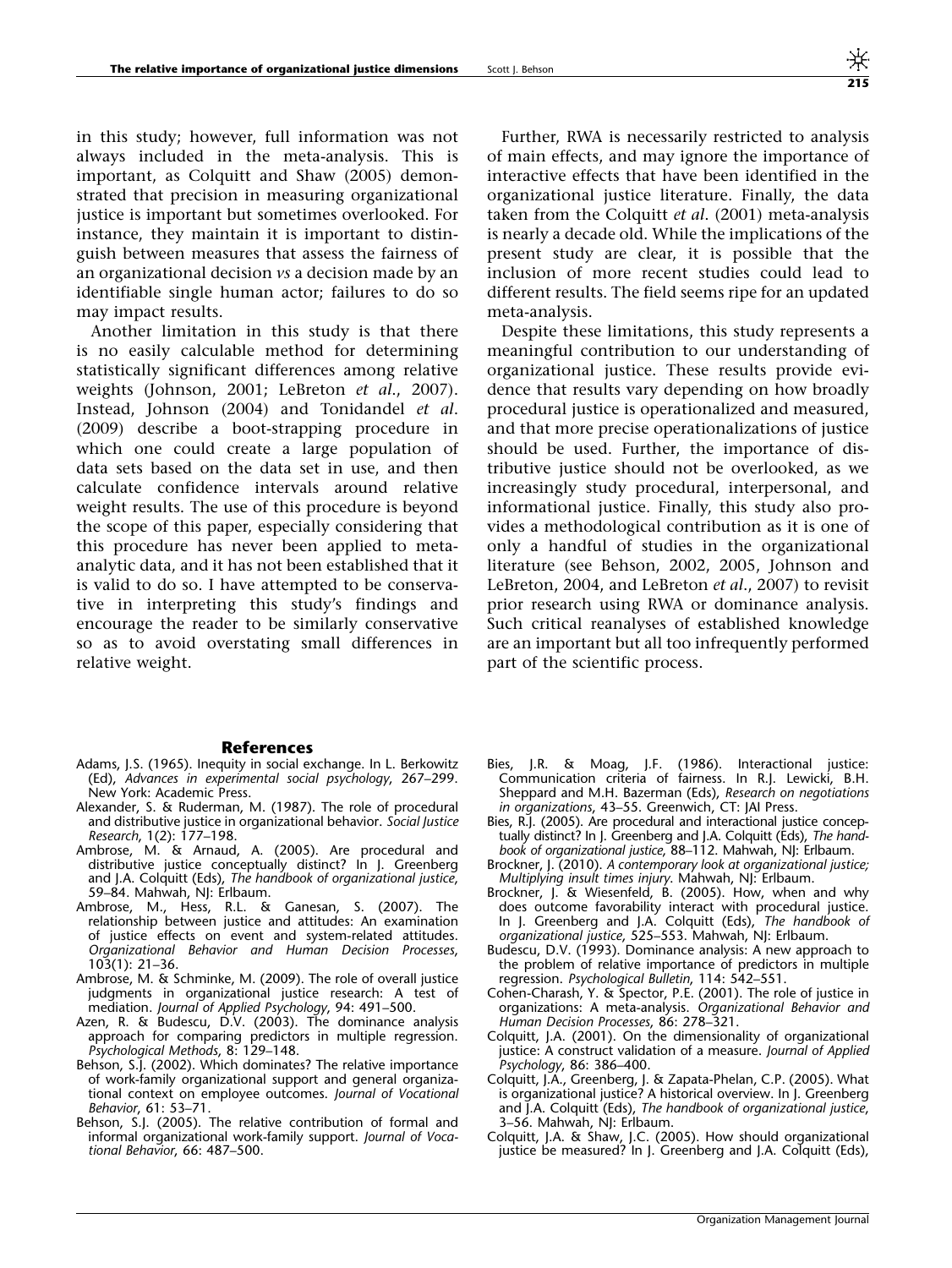in this study; however, full information was not always included in the meta-analysis. This is important, as Colquitt and Shaw (2005) demonstrated that precision in measuring organizational justice is important but sometimes overlooked. For instance, they maintain it is important to distinguish between measures that assess the fairness of an organizational decision *vs* a decision made by an identifiable single human actor; failures to do so may impact results.

Another limitation in this study is that there is no easily calculable method for determining statistically significant differences among relative weights (Johnson, 2001; LeBreton *et al*., 2007). Instead, Johnson (2004) and Tonidandel *et al*. (2009) describe a boot-strapping procedure in which one could create a large population of data sets based on the data set in use, and then calculate confidence intervals around relative weight results. The use of this procedure is beyond the scope of this paper, especially considering that this procedure has never been applied to meta-analytic data, and it has not been established that it is valid to do so. I have attempted to be conservative in interpreting this study's findings and encourage the reader to be similarly conservative so as to avoid overstating small differences in relative weight.

Further, RWA is necessarily restricted to analysis of main effects, and may ignore the importance of interactive effects that have been identified in the organizational justice literature. Finally, the data taken from the Colquitt *et al*. (2001) meta-analysis is nearly a decade old. While the implications of the present study are clear, it is possible that the inclusion of more recent studies could lead to different results. The field seems ripe for an updated meta-analysis.

Despite these limitations, this study represents a meaningful contribution to our understanding of organizational justice. These results provide evidence that results vary depending on how broadly procedural justice is operationalized and measured, and that more precise operationalizations of justice should be used. Further, the importance of distributive justice should not be overlooked, as we increasingly study procedural, interpersonal, and informational justice. Finally, this study also provides a methodological contribution as it is one of only a handful of studies in the organizational literature (see Behson, 2002, 2005, Johnson and LeBreton, 2004, and LeBreton *et al*., 2007) to revisit prior research using RWA or dominance analysis. Such critical reanalyses of established knowledge are an important but all too infrequently performed part of the scientific process.

## References

Adams, J.S. (1965). Inequity in social exchange. In L. Berkowitz (Ed), *Advances in experimental social psychology*, 267–299. New York: Academic Press.

Alexander, S. & Ruderman, M. (1987). The role of procedural and distributive justice in organizational behavior. *Social Justice Research*, 1(2): 177–198.

Ambrose, M. & Arnaud, A. (2005). Are procedural and distributive justice conceptually distinct? In J. Greenberg and J.A. Colquitt (Eds), *The handbook of organizational justice*, 59–84. Mahwah, NJ: Erlbaum.

Ambrose, M., Hess, R.L. & Ganesan, S. (2007). The relationship between justice and attitudes: An examination of justice effects on event and system-related attitudes. *Organizational Behavior and Human Decision Processes*, 103(1): 21–36.

Ambrose, M. & Schminke, M. (2009). The role of overall justice judgments in organizational justice research: A test of mediation. *Journal of Applied Psychology*, 94: 491–500.

Azen, R. & Budescu, D.V. (2003). The dominance analysis approach for comparing predictors in multiple regression. *Psychological Methods*, 8: 129–148.

Behson, S.J. (2002). Which dominates? The relative importance of work-family organizational support and general organizational context on employee outcomes. *Journal of Vocational Behavior*, 61: 53–71.

Behson, S.J. (2005). The relative contribution of formal and informal organizational work-family support. *Journal of Vocational Behavior*, 66: 487–500.

Bies, J.R. & Moag, J.F. (1986). Interactional justice: Communication criteria of fairness. In R.J. Lewicki, B.H. Sheppard and M.H. Bazerman (Eds), *Research on negotiations in organizations*, 43–55. Greenwich, CT: JAI Press.

Bies, R.J. (2005). Are procedural and interactional justice conceptually distinct? In J. Greenberg and J.A. Colquitt (Eds), *The handbook of organizational justice*, 88–112. Mahwah, NJ: Erlbaum.

Brockner, J. (2010). *A contemporary look at organizational justice; Multiplying insult times injury*. Mahwah, NJ: Erlbaum.

Brockner, J. & Wiesenfeld, B. (2005). How, when and why does outcome favorability interact with procedural justice. In J. Greenberg and J.A. Colquitt (Eds), *The handbook of organizational justice*, 525–553. Mahwah, NJ: Erlbaum.

Budescu, D.V. (1993). Dominance analysis: A new approach to the problem of relative importance of predictors in multiple regression. *Psychological Bulletin*, 114: 542–551.

Cohen-Charash, Y. & Spector, P.E. (2001). The role of justice in organizations: A meta-analysis. *Organizational Behavior and Human Decision Processes*, 86: 278–321.

Colquitt, J.A. (2001). On the dimensionality of organizational justice: A construct validation of a measure. *Journal of Applied Psychology*, 86: 386–400.

Colquitt, J.A., Greenberg, J. & Zapata-Phelan, C.P. (2005). What is organizational justice? A historical overview. In J. Greenberg and J.A. Colquitt (Eds), *The handbook of organizational justice*, 3–56. Mahwah, NJ: Erlbaum.

Colquitt, J.A. & Shaw, J.C. (2005). How should organizational justice be measured? In J. Greenberg and J.A. Colquitt (Eds),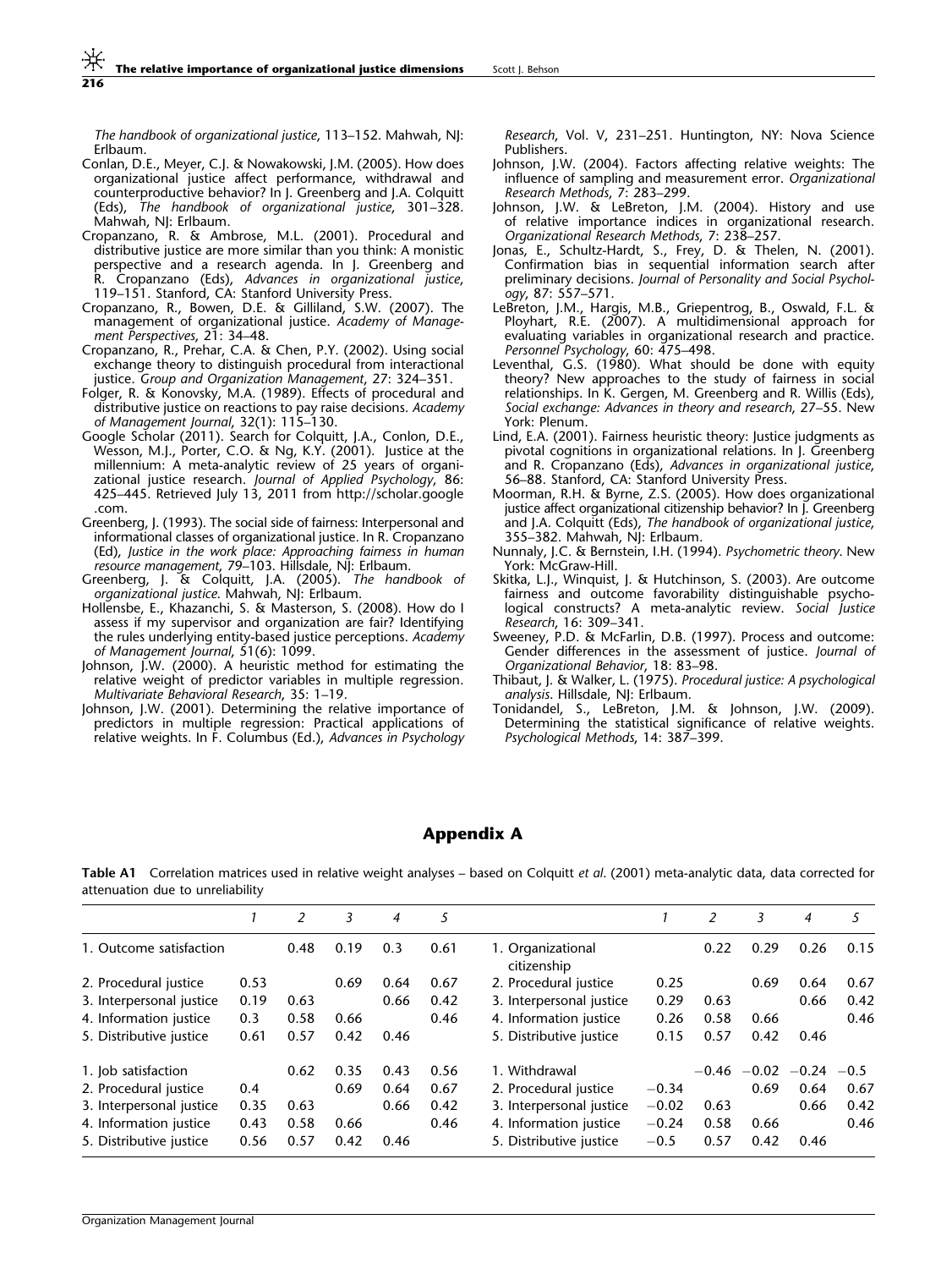*The handbook of organizational justice*, 113–152. Mahwah, NJ: Erlbaum.

Conlan, D.E., Meyer, C.J. & Nowakowski, J.M. (2005). How does organizational justice affect performance, withdrawal and counterproductive behavior? In J. Greenberg and J.A. Colquitt (Eds), *The handbook of organizational justice*, 301–328. Mahwah, NJ: Erlbaum.

Cropanzano, R. & Ambrose, M.L. (2001). Procedural and distributive justice are more similar than you think: A monistic perspective and a research agenda. In J. Greenberg and R. Cropanzano (Eds), *Advances in organizational justice*, 119–151. Stanford, CA: Stanford University Press.

Cropanzano, R., Bowen, D.E. & Gilliland, S.W. (2007). The management of organizational justice. *Academy of Management Perspectives*, 21: 34–48.

Cropanzano, R., Prehar, C.A. & Chen, P.Y. (2002). Using social exchange theory to distinguish procedural from interactional justice. *Group and Organization Management*, 27: 324–351.

Folger, R. & Konovsky, M.A. (1989). Effects of procedural and distributive justice on reactions to pay raise decisions. *Academy of Management Journal*, 32(1): 115–130.

Google Scholar (2011). Search for Colquitt, J.A., Conlon, D.E., Wesson, M.J., Porter, C.O. & Ng, K.Y. (2001). Justice at the millennium: A meta-analytic review of 25 years of organizational justice research. *Journal of Applied Psychology*, 86: 425–445. Retrieved July 13, 2011 from http://scholar.google.com.

Greenberg, J. (1993). The social side of fairness: Interpersonal and informational classes of organizational justice. In R. Cropanzano (Ed), *Justice in the work place: Approaching fairness in human resource management*, 79–103. Hillsdale, NJ: Erlbaum.

Greenberg, J. & Colquitt, J.A. (2005). *The handbook of organizational justice*. Mahwah, NJ: Erlbaum.

Hollensbe, E., Khazanchi, S. & Masterson, S. (2008). How do I assess if my supervisor and organization are fair? Identifying the rules underlying entity-based justice perceptions. *Academy of Management Journal*, 51(6): 1099.

Johnson, J.W. (2000). A heuristic method for estimating the relative weight of predictor variables in multiple regression. *Multivariate Behavioral Research*, 35: 1–19.

Johnson, J.W. (2001). Determining the relative importance of predictors in multiple regression: Practical applications of relative weights. In F. Columbus (Ed.), *Advances in Psychology Research*, Vol. V, 231–251. Huntington, NY: Nova Science Publishers.

Johnson, J.W. (2004). Factors affecting relative weights: The influence of sampling and measurement error. *Organizational Research Methods*, 7: 283–299.

Johnson, J.W. & LeBreton, J.M. (2004). History and use of relative importance indices in organizational research. *Organizational Research Methods*, 7: 238–257.

Jonas, E., Schultz-Hardt, S., Frey, D. & Thelen, N. (2001). Confirmation bias in sequential information search after preliminary decisions. *Journal of Personality and Social Psychology*, 87: 557–571.

LeBreton, J.M., Hargis, M.B., Griepentrog, B., Oswald, F.L. & Ployhart, R.E. (2007). A multidimensional approach for evaluating variables in organizational research and practice. *Personnel Psychology*, 60: 475–498.

Leventhal, G.S. (1980). What should be done with equity theory? New approaches to the study of fairness in social relationships. In K. Gergen, M. Greenberg and R. Willis (Eds), *Social exchange: Advances in theory and research*, 27–55. New York: Plenum.

Lind, E.A. (2001). Fairness heuristic theory: Justice judgments as pivotal cognitions in organizational relations. In J. Greenberg and R. Cropanzano (Eds), *Advances in organizational justice*, 56–88. Stanford, CA: Stanford University Press.

Moorman, R.H. & Byrne, Z.S. (2005). How does organizational justice affect organizational citizenship behavior? In J. Greenberg and J.A. Colquitt (Eds), *The handbook of organizational justice*, 355–382. Mahwah, NJ: Erlbaum.

Nunnaly, J.C. & Bernstein, I.H. (1994). *Psychometric theory*. New York: McGraw-Hill.

Skitka, L.J., Winquist, J. & Hutchinson, S. (2003). Are outcome fairness and outcome favorability distinguishable psychological constructs? A meta-analytic review. *Social Justice Research*, 16: 309–341.

Sweeney, P.D. & McFarlin, D.B. (1997). Process and outcome: Gender differences in the assessment of justice. *Journal of Organizational Behavior*, 18: 83–98.

Thibaut, J. & Walker, L. (1975). *Procedural justice: A psychological analysis*. Hillsdale, NJ: Erlbaum.

Tonidandel, S., LeBreton, J.M. & Johnson, J.W. (2009). Determining the statistical significance of relative weights. *Psychological Methods*, 14: 387–399.

## Appendix A

**Table A1** Correlation matrices used in relative weight analyses – based on Colquitt *et al.* (2001) meta-analytic data, data corrected for attenuation due to unreliability

| | *1* | *2* | *3* | *4* | *5* | | *1* | *2* | *3* | *4* | *5* |
|---|---|---|---|---|---|---|---|---|---|---|---|
| 1. Outcome satisfaction | | 0.48 | 0.19 | 0.3 | 0.61 | 1. Organizational citizenship | | 0.22 | 0.29 | 0.26 | 0.15 |
| 2. Procedural justice | 0.53 | | 0.69 | 0.64 | 0.67 | 2. Procedural justice | 0.25 | | 0.69 | 0.64 | 0.67 |
| 3. Interpersonal justice | 0.19 | 0.63 | | 0.66 | 0.42 | 3. Interpersonal justice | 0.29 | 0.63 | | 0.66 | 0.42 |
| 4. Information justice | 0.3 | 0.58 | 0.66 | | 0.46 | 4. Information justice | 0.26 | 0.58 | 0.66 | | 0.46 |
| 5. Distributive justice | 0.61 | 0.57 | 0.42 | 0.46 | | 5. Distributive justice | 0.15 | 0.57 | 0.42 | 0.46 | |
| 1. Job satisfaction | | 0.62 | 0.35 | 0.43 | 0.56 | 1. Withdrawal | | −0.46 | −0.02 | −0.24 | −0.5 |
| 2. Procedural justice | 0.4 | | 0.69 | 0.64 | 0.67 | 2. Procedural justice | −0.34 | | 0.69 | 0.64 | 0.67 |
| 3. Interpersonal justice | 0.35 | 0.63 | | 0.66 | 0.42 | 3. Interpersonal justice | −0.02 | 0.63 | | 0.66 | 0.42 |
| 4. Information justice | 0.43 | 0.58 | 0.66 | | 0.46 | 4. Information justice | −0.24 | 0.58 | 0.66 | | 0.46 |
| 5. Distributive justice | 0.56 | 0.57 | 0.42 | 0.46 | | 5. Distributive justice | −0.5 | 0.57 | 0.42 | 0.46 | |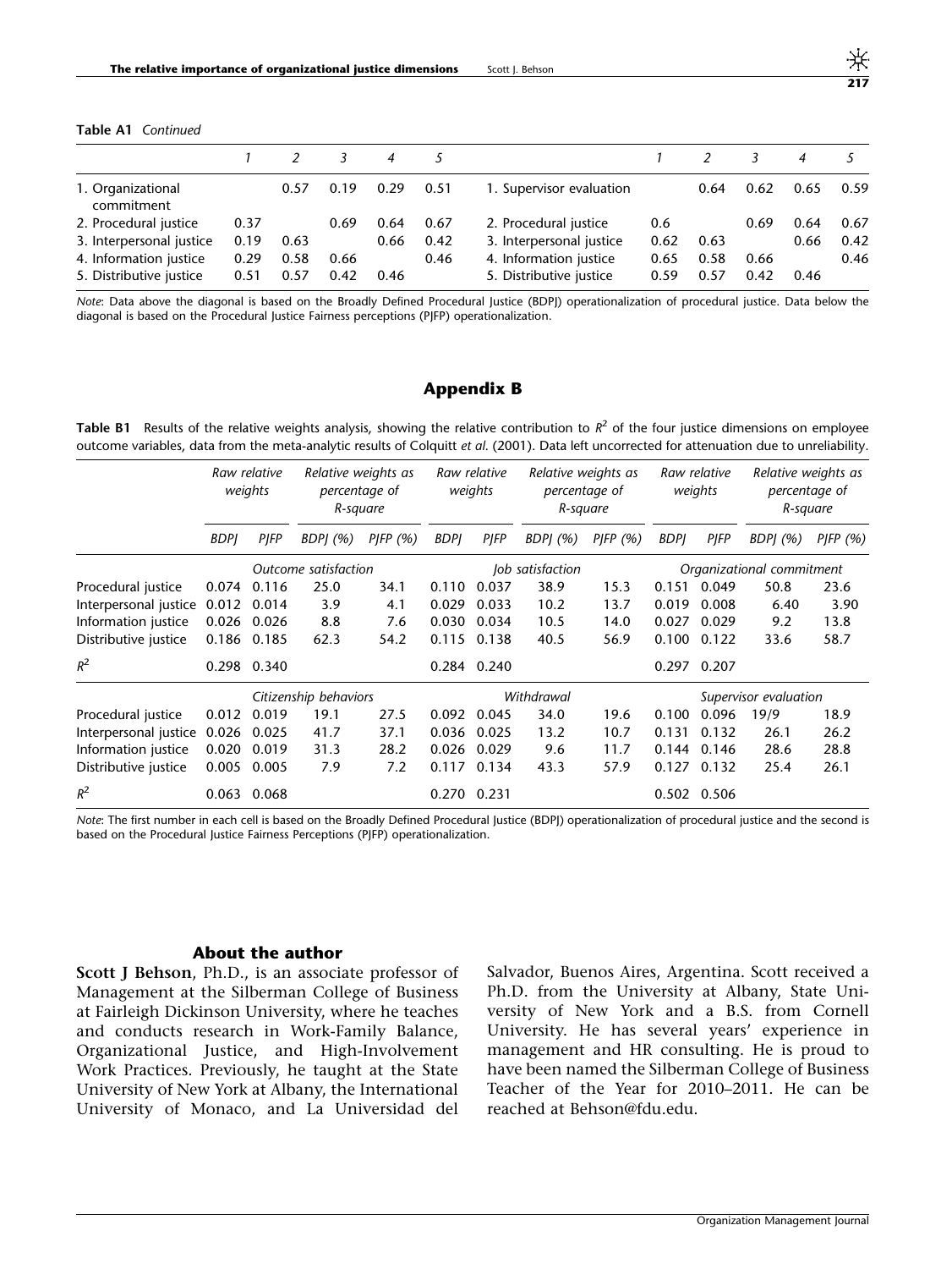**Table A1** *Continued*

| | 1 | 2 | 3 | 4 | 5 | | 1 | 2 | 3 | 4 | 5 |
|---|---|---|---|---|---|---|---|---|---|---|---|
| 1. Organizational commitment | | 0.57 | 0.19 | 0.29 | 0.51 | 1. Supervisor evaluation | | 0.64 | 0.62 | 0.65 | 0.59 |
| 2. Procedural justice | 0.37 | | 0.69 | 0.64 | 0.67 | 2. Procedural justice | 0.6 | | 0.69 | 0.64 | 0.67 |
| 3. Interpersonal justice | 0.19 | 0.63 | | 0.66 | 0.42 | 3. Interpersonal justice | 0.62 | 0.63 | | 0.66 | 0.42 |
| 4. Information justice | 0.29 | 0.58 | 0.66 | | 0.46 | 4. Information justice | 0.65 | 0.58 | 0.66 | | 0.46 |
| 5. Distributive justice | 0.51 | 0.57 | 0.42 | 0.46 | | 5. Distributive justice | 0.59 | 0.57 | 0.42 | 0.46 | |

*Note*: Data above the diagonal is based on the Broadly Defined Procedural Justice (BDPJ) operationalization of procedural justice. Data below the diagonal is based on the Procedural Justice Fairness perceptions (PJFP) operationalization.

## Appendix B

**Table B1** Results of the relative weights analysis, showing the relative contribution to $R^2$ of the four justice dimensions on employee outcome variables, data from the meta-analytic results of Colquitt *et al.* (2001). Data left uncorrected for attenuation due to unreliability.

| | *Raw relative weights* | | *Relative weights as percentage of R-square* | | *Raw relative weights* | | *Relative weights as percentage of R-square* | | *Raw relative weights* | | *Relative weights as percentage of R-square* | |
|---|---|---|---|---|---|---|---|---|---|---|---|---|
| | *BDPJ* | *PJFP* | *BDPJ (%)* | *PJFP (%)* | *BDPJ* | *PJFP* | *BDPJ (%)* | *PJFP (%)* | *BDPJ* | *PJFP* | *BDPJ (%)* | *PJFP (%)* |
| | *Outcome satisfaction* | | | | *Job satisfaction* | | | | *Organizational commitment* | | | |
| Procedural justice | 0.074 | 0.116 | 25.0 | 34.1 | 0.110 | 0.037 | 38.9 | 15.3 | 0.151 | 0.049 | 50.8 | 23.6 |
| Interpersonal justice | 0.012 | 0.014 | 3.9 | 4.1 | 0.029 | 0.033 | 10.2 | 13.7 | 0.019 | 0.008 | 6.40 | 3.90 |
| Information justice | 0.026 | 0.026 | 8.8 | 7.6 | 0.030 | 0.034 | 10.5 | 14.0 | 0.027 | 0.029 | 9.2 | 13.8 |
| Distributive justice | 0.186 | 0.185 | 62.3 | 54.2 | 0.115 | 0.138 | 40.5 | 56.9 | 0.100 | 0.122 | 33.6 | 58.7 |
| $R^2$ | 0.298 | 0.340 | | | 0.284 | 0.240 | | | 0.297 | 0.207 | | |
| | *Citizenship behaviors* | | | | *Withdrawal* | | | | *Supervisor evaluation* | | | |
| Procedural justice | 0.012 | 0.019 | 19.1 | 27.5 | 0.092 | 0.045 | 34.0 | 19.6 | 0.100 | 0.096 | 19/9 | 18.9 |
| Interpersonal justice | 0.026 | 0.025 | 41.7 | 37.1 | 0.036 | 0.025 | 13.2 | 10.7 | 0.131 | 0.132 | 26.1 | 26.2 |
| Information justice | 0.020 | 0.019 | 31.3 | 28.2 | 0.026 | 0.029 | 9.6 | 11.7 | 0.144 | 0.146 | 28.6 | 28.8 |
| Distributive justice | 0.005 | 0.005 | 7.9 | 7.2 | 0.117 | 0.134 | 43.3 | 57.9 | 0.127 | 0.132 | 25.4 | 26.1 |
| $R^2$ | 0.063 | 0.068 | | | 0.270 | 0.231 | | | 0.502 | 0.506 | | |

*Note*: The first number in each cell is based on the Broadly Defined Procedural Justice (BDPJ) operationalization of procedural justice and the second is based on the Procedural Justice Fairness Perceptions (PJFP) operationalization.

## About the author

**Scott J Behson**, Ph.D., is an associate professor of Management at the Silberman College of Business at Fairleigh Dickinson University, where he teaches and conducts research in Work-Family Balance, Organizational Justice, and High-Involvement Work Practices. Previously, he taught at the State University of New York at Albany, the International University of Monaco, and La Universidad del Salvador, Buenos Aires, Argentina. Scott received a Ph.D. from the University at Albany, State University of New York and a B.S. from Cornell University. He has several years' experience in management and HR consulting. He is proud to have been named the Silberman College of Business Teacher of the Year for 2010–2011. He can be reached at Behson@fdu.edu.